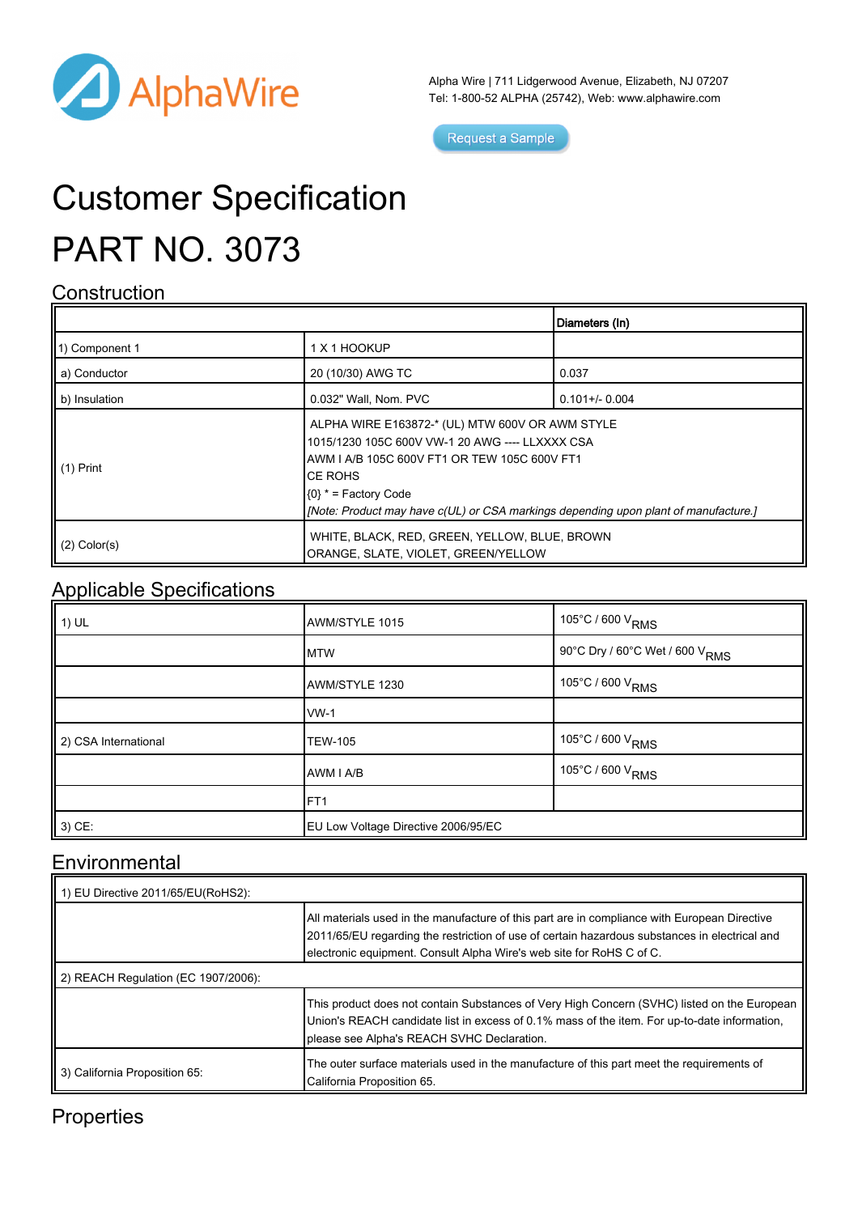AlphaWire

Alpha Wire | 711 Lidgerwood Avenue, Elizabeth, NJ 07207
Tel: 1-800-52 ALPHA (25742), Web: www.alphawire.com

Request a Sample

# Customer Specification

# PART NO. 3073

## Construction

| | | Diameters (In) |
|---|---|---|
| 1) Component 1 | 1 X 1 HOOKUP | |
| a) Conductor | 20 (10/30) AWG TC | 0.037 |
| b) Insulation | 0.032" Wall, Nom. PVC | 0.101+/- 0.004 |
| (1) Print | ALPHA WIRE E163872-* (UL) MTW 600V OR AWM STYLE 1015/1230 105C 600V VW-1 20 AWG ---- LLXXXX CSA AWM I A/B 105C 600V FT1 OR TEW 105C 600V FT1 CE ROHS {0} * = Factory Code *[Note: Product may have c(UL) or CSA markings depending upon plant of manufacture.]* | |
| (2) Color(s) | WHITE, BLACK, RED, GREEN, YELLOW, BLUE, BROWN ORANGE, SLATE, VIOLET, GREEN/YELLOW | |

## Applicable Specifications

| | | |
|---|---|---|
| 1) UL | AWM/STYLE 1015 | 105°C / 600 $V_{RMS}$ |
| | MTW | 90°C Dry / 60°C Wet / 600 $V_{RMS}$ |
| | AWM/STYLE 1230 | 105°C / 600 $V_{RMS}$ |
| | VW-1 | |
| 2) CSA International | TEW-105 | 105°C / 600 $V_{RMS}$ |
| | AWM I A/B | 105°C / 600 $V_{RMS}$ |
| | FT1 | |
| 3) CE: | EU Low Voltage Directive 2006/95/EC | |

## Environmental

| | |
|---|---|
| 1) EU Directive 2011/65/EU(RoHS2): | |
| | All materials used in the manufacture of this part are in compliance with European Directive 2011/65/EU regarding the restriction of use of certain hazardous substances in electrical and electronic equipment. Consult Alpha Wire's web site for RoHS C of C. |
| 2) REACH Regulation (EC 1907/2006): | |
| | This product does not contain Substances of Very High Concern (SVHC) listed on the European Union's REACH candidate list in excess of 0.1% mass of the item. For up-to-date information, please see Alpha's REACH SVHC Declaration. |
| 3) California Proposition 65: | The outer surface materials used in the manufacture of this part meet the requirements of California Proposition 65. |

## Properties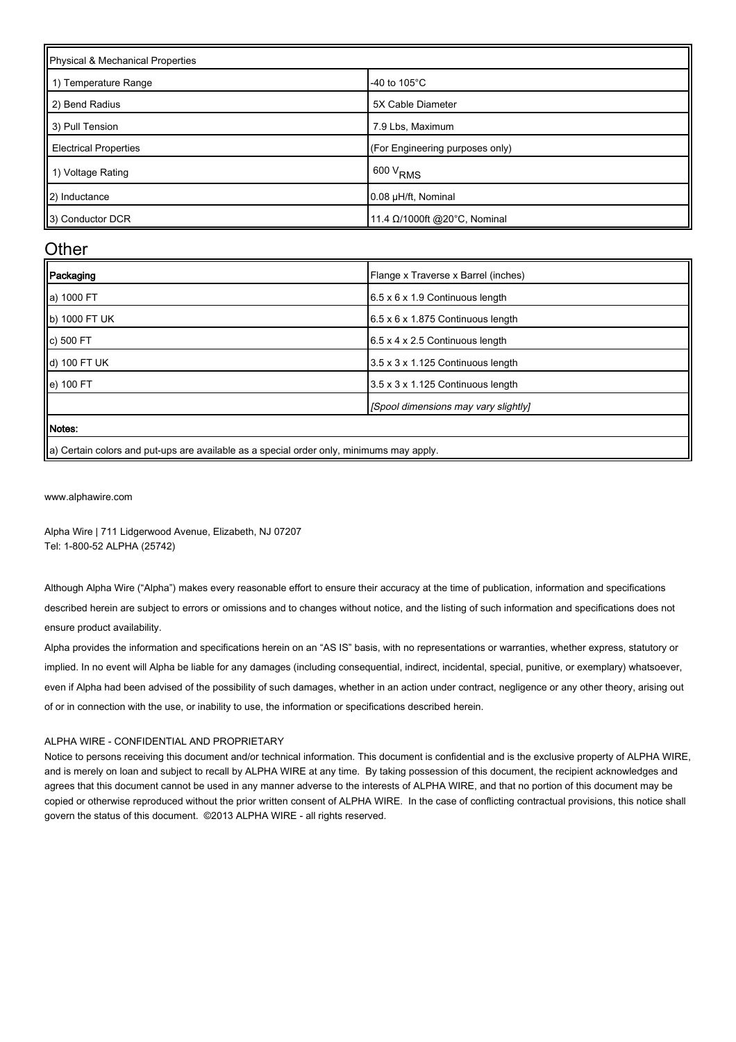| Physical & Mechanical Properties | |
|---|---|
| 1) Temperature Range | -40 to 105°C |
| 2) Bend Radius | 5X Cable Diameter |
| 3) Pull Tension | 7.9 Lbs, Maximum |
| Electrical Properties | (For Engineering purposes only) |
| 1) Voltage Rating | 600 $V_{RMS}$ |
| 2) Inductance | 0.08 µH/ft, Nominal |
| 3) Conductor DCR | 11.4 Ω/1000ft @20°C, Nominal |

## Other

| Packaging | Flange x Traverse x Barrel (inches) |
|---|---|
| a) 1000 FT | 6.5 x 6 x 1.9 Continuous length |
| b) 1000 FT UK | 6.5 x 6 x 1.875 Continuous length |
| c) 500 FT | 6.5 x 4 x 2.5 Continuous length |
| d) 100 FT UK | 3.5 x 3 x 1.125 Continuous length |
| e) 100 FT | 3.5 x 3 x 1.125 Continuous length |
| | *[Spool dimensions may vary slightly]* |
| **Notes:** | |
| a) Certain colors and put-ups are available as a special order only, minimums may apply. | |

www.alphawire.com

Alpha Wire | 711 Lidgerwood Avenue, Elizabeth, NJ 07207
Tel: 1-800-52 ALPHA (25742)

Although Alpha Wire ("Alpha") makes every reasonable effort to ensure their accuracy at the time of publication, information and specifications described herein are subject to errors or omissions and to changes without notice, and the listing of such information and specifications does not ensure product availability.

Alpha provides the information and specifications herein on an "AS IS" basis, with no representations or warranties, whether express, statutory or implied. In no event will Alpha be liable for any damages (including consequential, indirect, incidental, special, punitive, or exemplary) whatsoever, even if Alpha had been advised of the possibility of such damages, whether in an action under contract, negligence or any other theory, arising out of or in connection with the use, or inability to use, the information or specifications described herein.

ALPHA WIRE - CONFIDENTIAL AND PROPRIETARY
Notice to persons receiving this document and/or technical information. This document is confidential and is the exclusive property of ALPHA WIRE, and is merely on loan and subject to recall by ALPHA WIRE at any time. By taking possession of this document, the recipient acknowledges and agrees that this document cannot be used in any manner adverse to the interests of ALPHA WIRE, and that no portion of this document may be copied or otherwise reproduced without the prior written consent of ALPHA WIRE. In the case of conflicting contractual provisions, this notice shall govern the status of this document. ©2013 ALPHA WIRE - all rights reserved.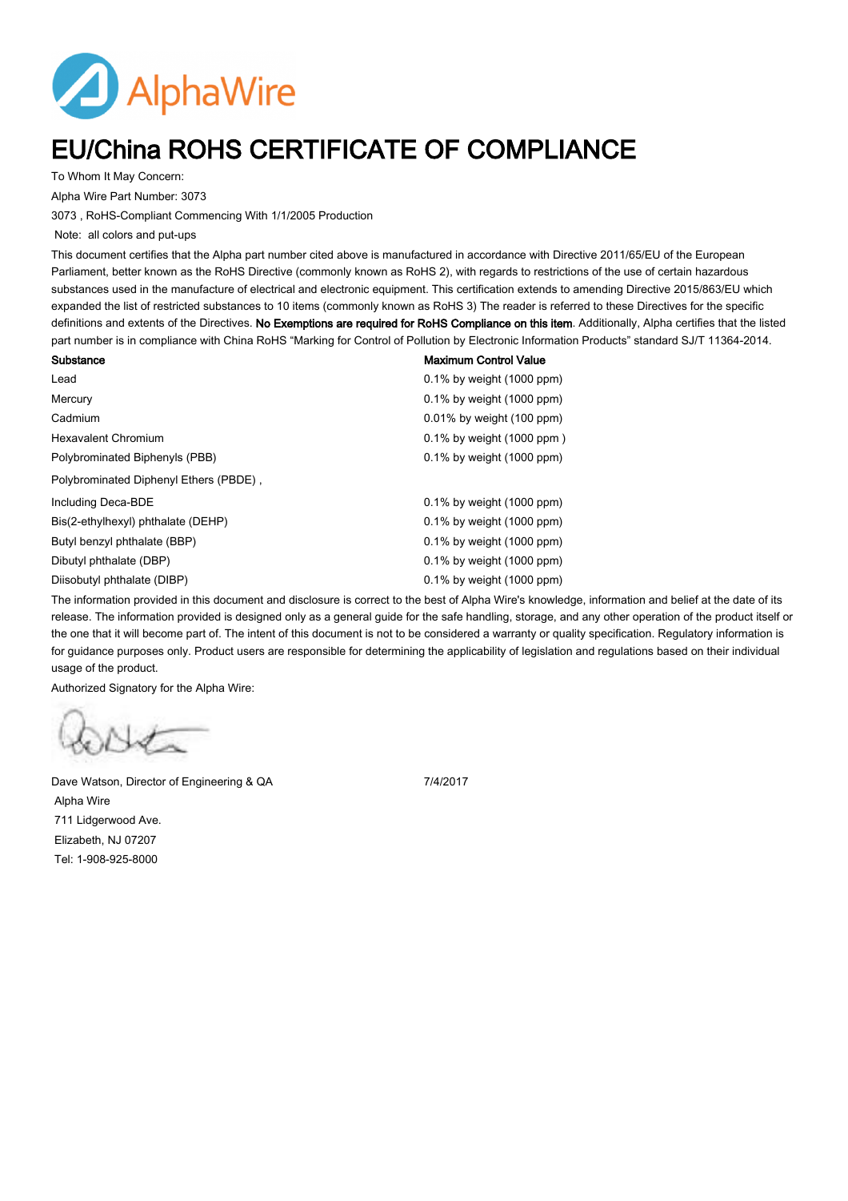AlphaWire

# EU/China ROHS CERTIFICATE OF COMPLIANCE

To Whom It May Concern:

Alpha Wire Part Number: 3073

3073 , RoHS-Compliant Commencing With 1/1/2005 Production

Note: all colors and put-ups

This document certifies that the Alpha part number cited above is manufactured in accordance with Directive 2011/65/EU of the European Parliament, better known as the RoHS Directive (commonly known as RoHS 2), with regards to restrictions of the use of certain hazardous substances used in the manufacture of electrical and electronic equipment. This certification extends to amending Directive 2015/863/EU which expanded the list of restricted substances to 10 items (commonly known as RoHS 3) The reader is referred to these Directives for the specific definitions and extents of the Directives. **No Exemptions are required for RoHS Compliance on this item**. Additionally, Alpha certifies that the listed part number is in compliance with China RoHS "Marking for Control of Pollution by Electronic Information Products" standard SJ/T 11364-2014.

| Substance | Maximum Control Value |
|---|---|
| Lead | 0.1% by weight (1000 ppm) |
| Mercury | 0.1% by weight (1000 ppm) |
| Cadmium | 0.01% by weight (100 ppm) |
| Hexavalent Chromium | 0.1% by weight (1000 ppm ) |
| Polybrominated Biphenyls (PBB) | 0.1% by weight (1000 ppm) |
| Polybrominated Diphenyl Ethers (PBDE) , | |
| Including Deca-BDE | 0.1% by weight (1000 ppm) |
| Bis(2-ethylhexyl) phthalate (DEHP) | 0.1% by weight (1000 ppm) |
| Butyl benzyl phthalate (BBP) | 0.1% by weight (1000 ppm) |
| Dibutyl phthalate (DBP) | 0.1% by weight (1000 ppm) |
| Diisobutyl phthalate (DIBP) | 0.1% by weight (1000 ppm) |

The information provided in this document and disclosure is correct to the best of Alpha Wire's knowledge, information and belief at the date of its release. The information provided is designed only as a general guide for the safe handling, storage, and any other operation of the product itself or the one that it will become part of. The intent of this document is not to be considered a warranty or quality specification. Regulatory information is for guidance purposes only. Product users are responsible for determining the applicability of legislation and regulations based on their individual usage of the product.

Authorized Signatory for the Alpha Wire:

Dave Watson, Director of Engineering & QA 7/4/2017

Alpha Wire

711 Lidgerwood Ave.

Elizabeth, NJ 07207

Tel: 1-908-925-8000